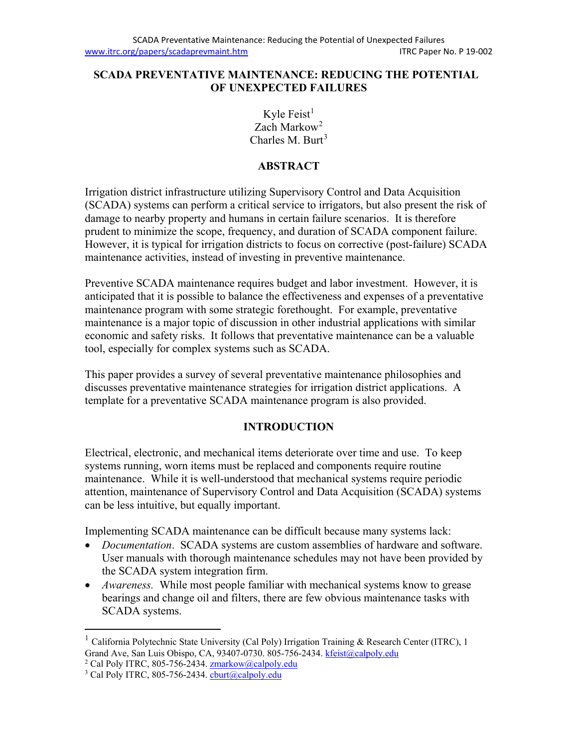# SCADA PREVENTATIVE MAINTENANCE: REDUCING THE POTENTIAL OF UNEXPECTED FAILURES

Kyle Feist[1]
Zach Markow[2]
Charles M. Burt[3]

## ABSTRACT

Irrigation district infrastructure utilizing Supervisory Control and Data Acquisition (SCADA) systems can perform a critical service to irrigators, but also present the risk of damage to nearby property and humans in certain failure scenarios. It is therefore prudent to minimize the scope, frequency, and duration of SCADA component failure. However, it is typical for irrigation districts to focus on corrective (post-failure) SCADA maintenance activities, instead of investing in preventive maintenance.

Preventive SCADA maintenance requires budget and labor investment. However, it is anticipated that it is possible to balance the effectiveness and expenses of a preventative maintenance program with some strategic forethought. For example, preventative maintenance is a major topic of discussion in other industrial applications with similar economic and safety risks. It follows that preventative maintenance can be a valuable tool, especially for complex systems such as SCADA.

This paper provides a survey of several preventative maintenance philosophies and discusses preventative maintenance strategies for irrigation district applications. A template for a preventative SCADA maintenance program is also provided.

## INTRODUCTION

Electrical, electronic, and mechanical items deteriorate over time and use. To keep systems running, worn items must be replaced and components require routine maintenance. While it is well-understood that mechanical systems require periodic attention, maintenance of Supervisory Control and Data Acquisition (SCADA) systems can be less intuitive, but equally important.

Implementing SCADA maintenance can be difficult because many systems lack:

- *Documentation*. SCADA systems are custom assemblies of hardware and software. User manuals with thorough maintenance schedules may not have been provided by the SCADA system integration firm.
- *Awareness.* While most people familiar with mechanical systems know to grease bearings and change oil and filters, there are few obvious maintenance tasks with SCADA systems.

---

[1] California Polytechnic State University (Cal Poly) Irrigation Training & Research Center (ITRC), 1 Grand Ave, San Luis Obispo, CA, 93407-0730. 805-756-2434. kfeist@calpoly.edu

[2] Cal Poly ITRC, 805-756-2434. zmarkow@calpoly.edu

[3] Cal Poly ITRC, 805-756-2434. cburt@calpoly.edu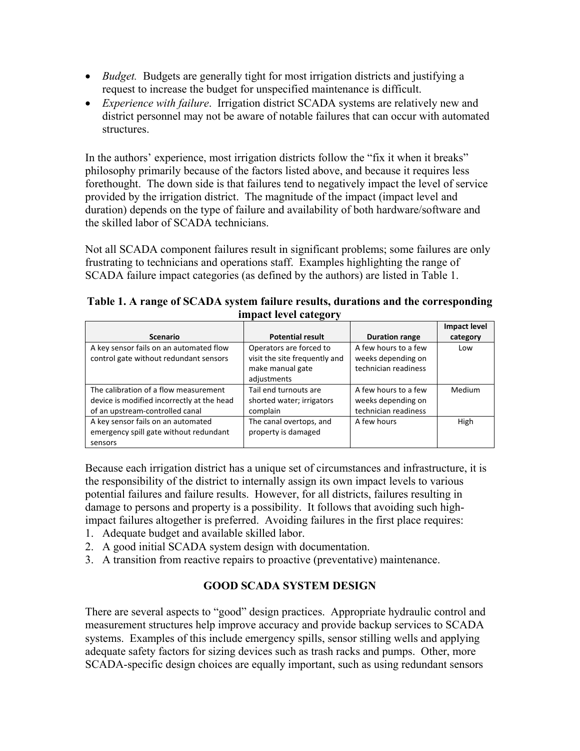- *Budget.* Budgets are generally tight for most irrigation districts and justifying a request to increase the budget for unspecified maintenance is difficult.
- *Experience with failure*. Irrigation district SCADA systems are relatively new and district personnel may not be aware of notable failures that can occur with automated structures.

In the authors' experience, most irrigation districts follow the "fix it when it breaks" philosophy primarily because of the factors listed above, and because it requires less forethought. The down side is that failures tend to negatively impact the level of service provided by the irrigation district. The magnitude of the impact (impact level and duration) depends on the type of failure and availability of both hardware/software and the skilled labor of SCADA technicians.

Not all SCADA component failures result in significant problems; some failures are only frustrating to technicians and operations staff. Examples highlighting the range of SCADA failure impact categories (as defined by the authors) are listed in Table 1.

**Table 1. A range of SCADA system failure results, durations and the corresponding impact level category**

| Scenario | Potential result | Duration range | Impact level category |
|---|---|---|---|
| A key sensor fails on an automated flow control gate without redundant sensors | Operators are forced to visit the site frequently and make manual gate adjustments | A few hours to a few weeks depending on technician readiness | Low |
| The calibration of a flow measurement device is modified incorrectly at the head of an upstream-controlled canal | Tail end turnouts are shorted water; irrigators complain | A few hours to a few weeks depending on technician readiness | Medium |
| A key sensor fails on an automated emergency spill gate without redundant sensors | The canal overtops, and property is damaged | A few hours | High |

Because each irrigation district has a unique set of circumstances and infrastructure, it is the responsibility of the district to internally assign its own impact levels to various potential failures and failure results. However, for all districts, failures resulting in damage to persons and property is a possibility. It follows that avoiding such high-impact failures altogether is preferred. Avoiding failures in the first place requires:

1. Adequate budget and available skilled labor.
2. A good initial SCADA system design with documentation.
3. A transition from reactive repairs to proactive (preventative) maintenance.

## GOOD SCADA SYSTEM DESIGN

There are several aspects to "good" design practices. Appropriate hydraulic control and measurement structures help improve accuracy and provide backup services to SCADA systems. Examples of this include emergency spills, sensor stilling wells and applying adequate safety factors for sizing devices such as trash racks and pumps. Other, more SCADA-specific design choices are equally important, such as using redundant sensors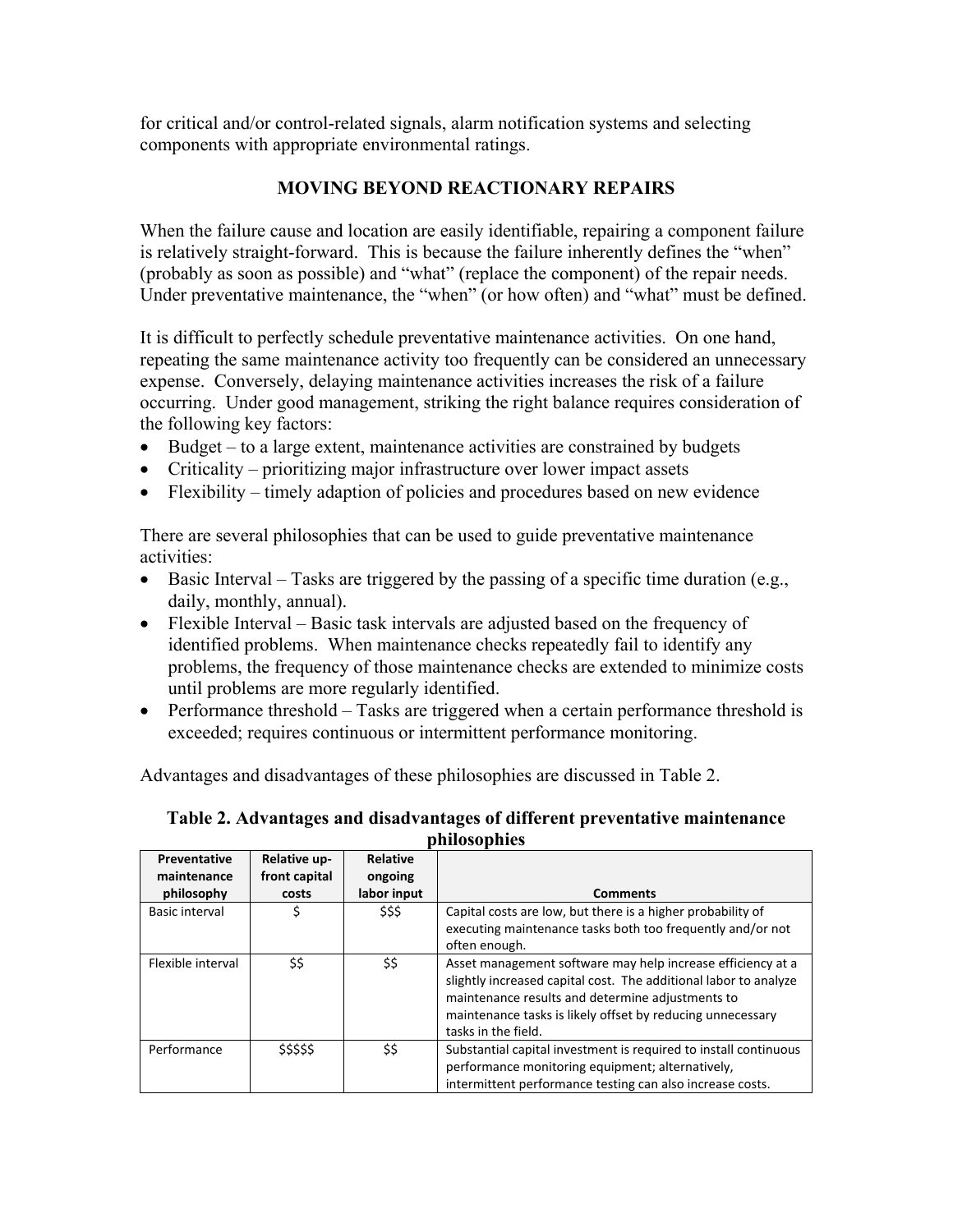for critical and/or control-related signals, alarm notification systems and selecting components with appropriate environmental ratings.

## MOVING BEYOND REACTIONARY REPAIRS

When the failure cause and location are easily identifiable, repairing a component failure is relatively straight-forward. This is because the failure inherently defines the "when" (probably as soon as possible) and "what" (replace the component) of the repair needs. Under preventative maintenance, the "when" (or how often) and "what" must be defined.

It is difficult to perfectly schedule preventative maintenance activities. On one hand, repeating the same maintenance activity too frequently can be considered an unnecessary expense. Conversely, delaying maintenance activities increases the risk of a failure occurring. Under good management, striking the right balance requires consideration of the following key factors:

- Budget – to a large extent, maintenance activities are constrained by budgets
- Criticality – prioritizing major infrastructure over lower impact assets
- Flexibility – timely adaption of policies and procedures based on new evidence

There are several philosophies that can be used to guide preventative maintenance activities:

- Basic Interval – Tasks are triggered by the passing of a specific time duration (e.g., daily, monthly, annual).
- Flexible Interval – Basic task intervals are adjusted based on the frequency of identified problems. When maintenance checks repeatedly fail to identify any problems, the frequency of those maintenance checks are extended to minimize costs until problems are more regularly identified.
- Performance threshold – Tasks are triggered when a certain performance threshold is exceeded; requires continuous or intermittent performance monitoring.

Advantages and disadvantages of these philosophies are discussed in Table 2.

**Table 2. Advantages and disadvantages of different preventative maintenance philosophies**

| Preventative maintenance philosophy | Relative up-front capital costs | Relative ongoing labor input | Comments |
|---|---|---|---|
| Basic interval | $ | $$$ | Capital costs are low, but there is a higher probability of executing maintenance tasks both too frequently and/or not often enough. |
| Flexible interval | $$ | $$ | Asset management software may help increase efficiency at a slightly increased capital cost. The additional labor to analyze maintenance results and determine adjustments to maintenance tasks is likely offset by reducing unnecessary tasks in the field. |
| Performance | $$$$$ | $$ | Substantial capital investment is required to install continuous performance monitoring equipment; alternatively, intermittent performance testing can also increase costs. |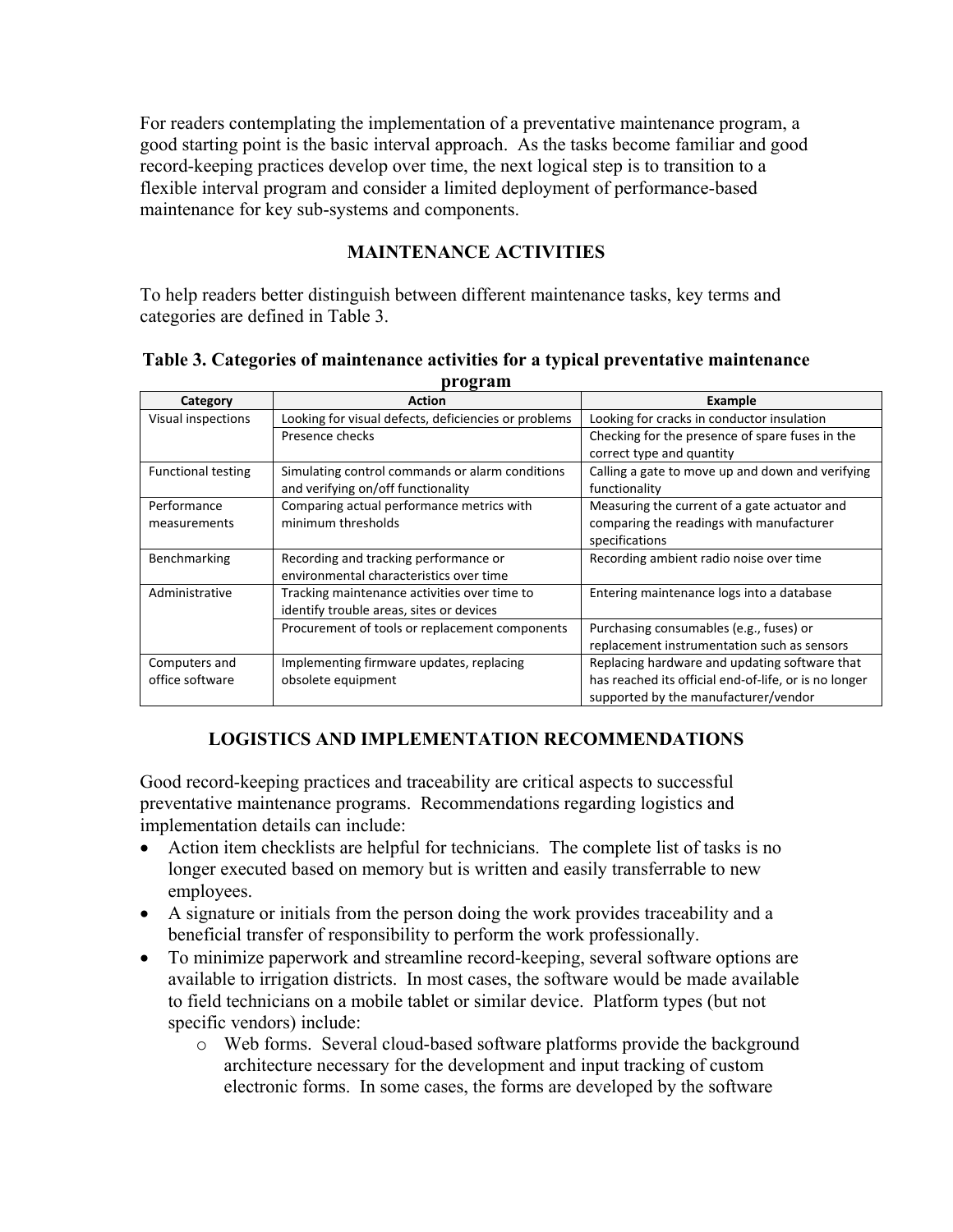For readers contemplating the implementation of a preventative maintenance program, a good starting point is the basic interval approach. As the tasks become familiar and good record-keeping practices develop over time, the next logical step is to transition to a flexible interval program and consider a limited deployment of performance-based maintenance for key sub-systems and components.

## MAINTENANCE ACTIVITIES

To help readers better distinguish between different maintenance tasks, key terms and categories are defined in Table 3.

**Table 3. Categories of maintenance activities for a typical preventative maintenance program**

| Category | Action | Example |
|---|---|---|
| Visual inspections | Looking for visual defects, deficiencies or problems | Looking for cracks in conductor insulation |
| | Presence checks | Checking for the presence of spare fuses in the correct type and quantity |
| Functional testing | Simulating control commands or alarm conditions and verifying on/off functionality | Calling a gate to move up and down and verifying functionality |
| Performance measurements | Comparing actual performance metrics with minimum thresholds | Measuring the current of a gate actuator and comparing the readings with manufacturer specifications |
| Benchmarking | Recording and tracking performance or environmental characteristics over time | Recording ambient radio noise over time |
| Administrative | Tracking maintenance activities over time to identify trouble areas, sites or devices | Entering maintenance logs into a database |
| | Procurement of tools or replacement components | Purchasing consumables (e.g., fuses) or replacement instrumentation such as sensors |
| Computers and office software | Implementing firmware updates, replacing obsolete equipment | Replacing hardware and updating software that has reached its official end-of-life, or is no longer supported by the manufacturer/vendor |

## LOGISTICS AND IMPLEMENTATION RECOMMENDATIONS

Good record-keeping practices and traceability are critical aspects to successful preventative maintenance programs. Recommendations regarding logistics and implementation details can include:

- Action item checklists are helpful for technicians. The complete list of tasks is no longer executed based on memory but is written and easily transferrable to new employees.
- A signature or initials from the person doing the work provides traceability and a beneficial transfer of responsibility to perform the work professionally.
- To minimize paperwork and streamline record-keeping, several software options are available to irrigation districts. In most cases, the software would be made available to field technicians on a mobile tablet or similar device. Platform types (but not specific vendors) include:
    - Web forms. Several cloud-based software platforms provide the background architecture necessary for the development and input tracking of custom electronic forms. In some cases, the forms are developed by the software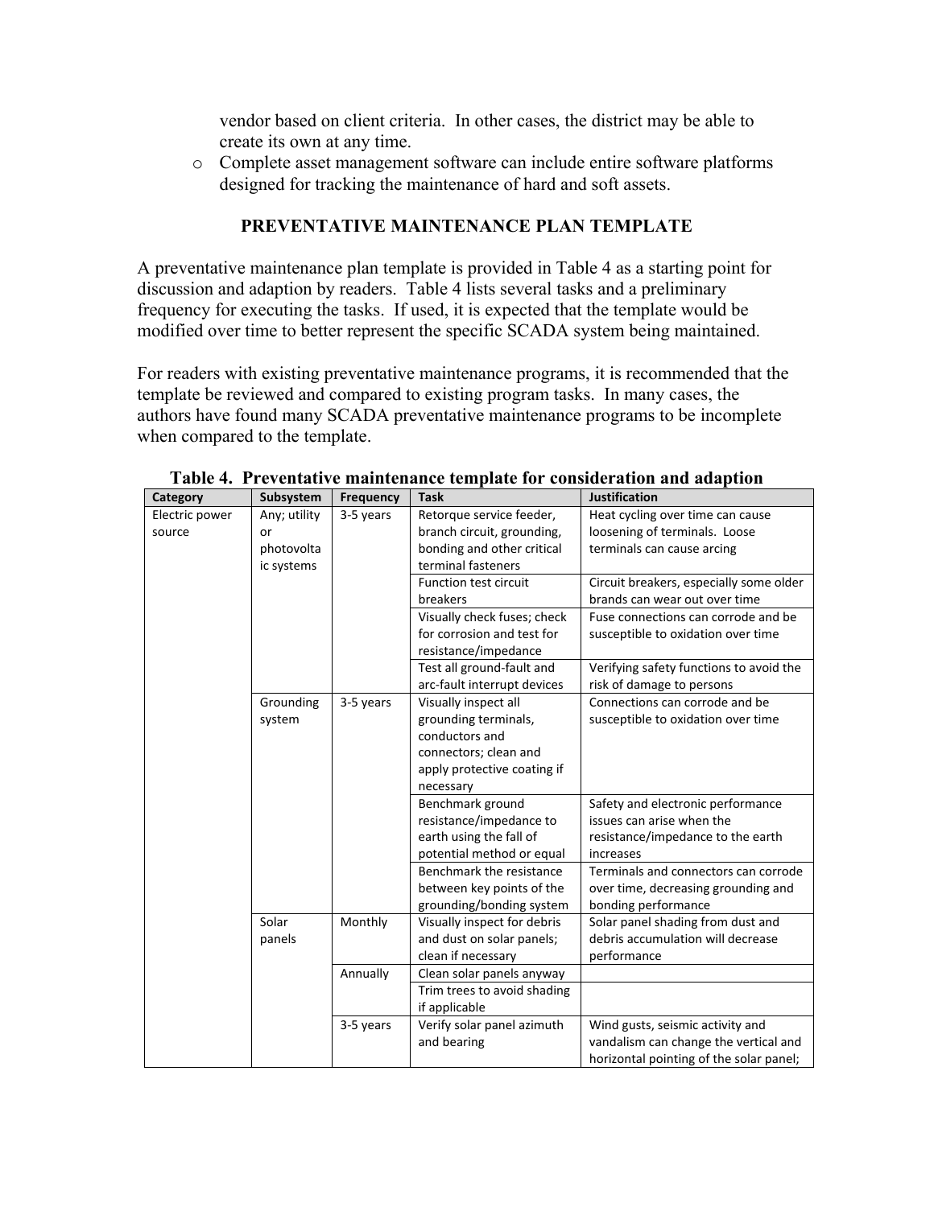vendor based on client criteria. In other cases, the district may be able to create its own at any time.

- Complete asset management software can include entire software platforms designed for tracking the maintenance of hard and soft assets.

## PREVENTATIVE MAINTENANCE PLAN TEMPLATE

A preventative maintenance plan template is provided in Table 4 as a starting point for discussion and adaption by readers. Table 4 lists several tasks and a preliminary frequency for executing the tasks. If used, it is expected that the template would be modified over time to better represent the specific SCADA system being maintained.

For readers with existing preventative maintenance programs, it is recommended that the template be reviewed and compared to existing program tasks. In many cases, the authors have found many SCADA preventative maintenance programs to be incomplete when compared to the template.

**Table 4. Preventative maintenance template for consideration and adaption**

| Category | Subsystem | Frequency | Task | Justification |
|---|---|---|---|---|
| Electric power source | Any; utility or photovoltaic systems | 3-5 years | Retorque service feeder, branch circuit, grounding, bonding and other critical terminal fasteners | Heat cycling over time can cause loosening of terminals. Loose terminals can cause arcing |
| | | | Function test circuit breakers | Circuit breakers, especially some older brands can wear out over time |
| | | | Visually check fuses; check for corrosion and test for resistance/impedance | Fuse connections can corrode and be susceptible to oxidation over time |
| | | | Test all ground-fault and arc-fault interrupt devices | Verifying safety functions to avoid the risk of damage to persons |
| | Grounding system | 3-5 years | Visually inspect all grounding terminals, conductors and connectors; clean and apply protective coating if necessary | Connections can corrode and be susceptible to oxidation over time |
| | | | Benchmark ground resistance/impedance to earth using the fall of potential method or equal | Safety and electronic performance issues can arise when the resistance/impedance to the earth increases |
| | | | Benchmark the resistance between key points of the grounding/bonding system | Terminals and connectors can corrode over time, decreasing grounding and bonding performance |
| | Solar panels | Monthly | Visually inspect for debris and dust on solar panels; clean if necessary | Solar panel shading from dust and debris accumulation will decrease performance |
| | | Annually | Clean solar panels anyway | |
| | | | Trim trees to avoid shading if applicable | |
| | | 3-5 years | Verify solar panel azimuth and bearing | Wind gusts, seismic activity and vandalism can change the vertical and horizontal pointing of the solar panel; |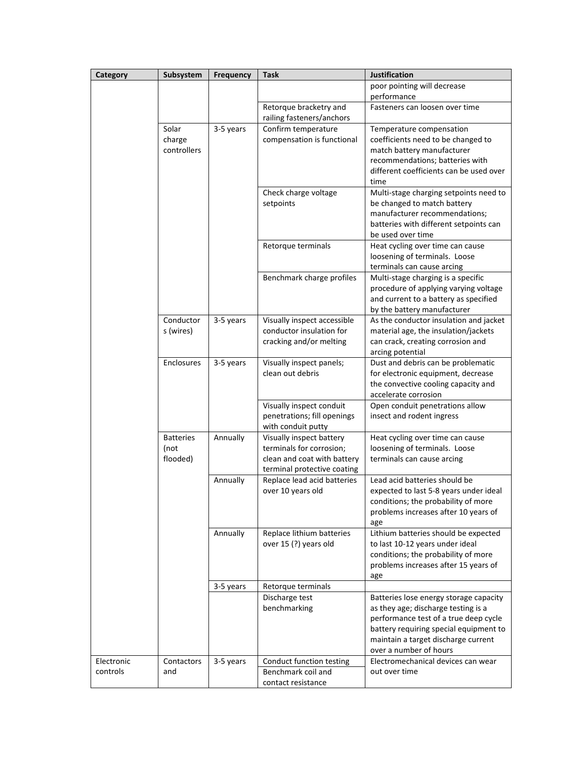| Category | Subsystem | Frequency | Task | Justification |
|---|---|---|---|---|
| | | | | poor pointing will decrease performance |
| | | | Retorque bracketry and railing fasteners/anchors | Fasteners can loosen over time |
| | Solar charge controllers | 3-5 years | Confirm temperature compensation is functional | Temperature compensation coefficients need to be changed to match battery manufacturer recommendations; batteries with different coefficients can be used over time |
| | | | Check charge voltage setpoints | Multi-stage charging setpoints need to be changed to match battery manufacturer recommendations; batteries with different setpoints can be used over time |
| | | | Retorque terminals | Heat cycling over time can cause loosening of terminals. Loose terminals can cause arcing |
| | | | Benchmark charge profiles | Multi-stage charging is a specific procedure of applying varying voltage and current to a battery as specified by the battery manufacturer |
| | Conductor s (wires) | 3-5 years | Visually inspect accessible conductor insulation for cracking and/or melting | As the conductor insulation and jacket material age, the insulation/jackets can crack, creating corrosion and arcing potential |
| | Enclosures | 3-5 years | Visually inspect panels; clean out debris | Dust and debris can be problematic for electronic equipment, decrease the convective cooling capacity and accelerate corrosion |
| | | | Visually inspect conduit penetrations; fill openings with conduit putty | Open conduit penetrations allow insect and rodent ingress |
| | Batteries (not flooded) | Annually | Visually inspect battery terminals for corrosion; clean and coat with battery terminal protective coating | Heat cycling over time can cause loosening of terminals. Loose terminals can cause arcing |
| | | Annually | Replace lead acid batteries over 10 years old | Lead acid batteries should be expected to last 5-8 years under ideal conditions; the probability of more problems increases after 10 years of age |
| | | Annually | Replace lithium batteries over 15 (?) years old | Lithium batteries should be expected to last 10-12 years under ideal conditions; the probability of more problems increases after 15 years of age |
| | | 3-5 years | Retorque terminals | |
| | | | Discharge test benchmarking | Batteries lose energy storage capacity as they age; discharge testing is a performance test of a true deep cycle battery requiring special equipment to maintain a target discharge current over a number of hours |
| Electronic controls | Contactors and | 3-5 years | Conduct function testing | Electromechanical devices can wear out over time |
| | | | Benchmark coil and contact resistance | |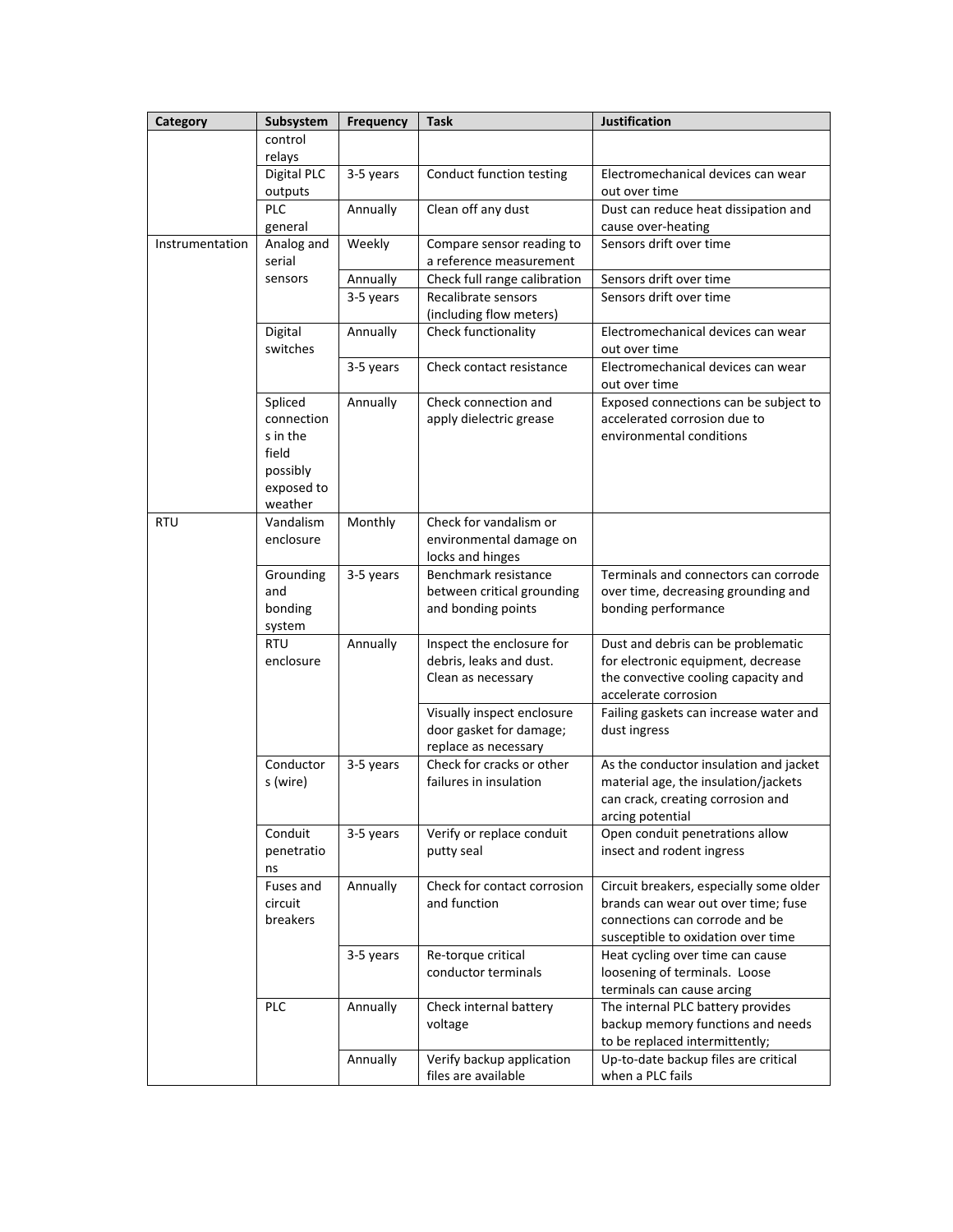| Category | Subsystem | Frequency | Task | Justification |
|---|---|---|---|---|
| | control relays | | | |
| | Digital PLC outputs | 3-5 years | Conduct function testing | Electromechanical devices can wear out over time |
| | PLC general | Annually | Clean off any dust | Dust can reduce heat dissipation and cause over-heating |
| Instrumentation | Analog and serial sensors | Weekly | Compare sensor reading to a reference measurement | Sensors drift over time |
| | | Annually | Check full range calibration | Sensors drift over time |
| | | 3-5 years | Recalibrate sensors (including flow meters) | Sensors drift over time |
| | Digital switches | Annually | Check functionality | Electromechanical devices can wear out over time |
| | | 3-5 years | Check contact resistance | Electromechanical devices can wear out over time |
| | Spliced connections in the field possibly exposed to weather | Annually | Check connection and apply dielectric grease | Exposed connections can be subject to accelerated corrosion due to environmental conditions |
| RTU | Vandalism enclosure | Monthly | Check for vandalism or environmental damage on locks and hinges | |
| | Grounding and bonding system | 3-5 years | Benchmark resistance between critical grounding and bonding points | Terminals and connectors can corrode over time, decreasing grounding and bonding performance |
| | RTU enclosure | Annually | Inspect the enclosure for debris, leaks and dust. Clean as necessary | Dust and debris can be problematic for electronic equipment, decrease the convective cooling capacity and accelerate corrosion |
| | | | Visually inspect enclosure door gasket for damage; replace as necessary | Failing gaskets can increase water and dust ingress |
| | Conductors (wire) | 3-5 years | Check for cracks or other failures in insulation | As the conductor insulation and jacket material age, the insulation/jackets can crack, creating corrosion and arcing potential |
| | Conduit penetrations | 3-5 years | Verify or replace conduit putty seal | Open conduit penetrations allow insect and rodent ingress |
| | Fuses and circuit breakers | Annually | Check for contact corrosion and function | Circuit breakers, especially some older brands can wear out over time; fuse connections can corrode and be susceptible to oxidation over time |
| | | 3-5 years | Re-torque critical conductor terminals | Heat cycling over time can cause loosening of terminals. Loose terminals can cause arcing |
| | PLC | Annually | Check internal battery voltage | The internal PLC battery provides backup memory functions and needs to be replaced intermittently; |
| | | Annually | Verify backup application files are available | Up-to-date backup files are critical when a PLC fails |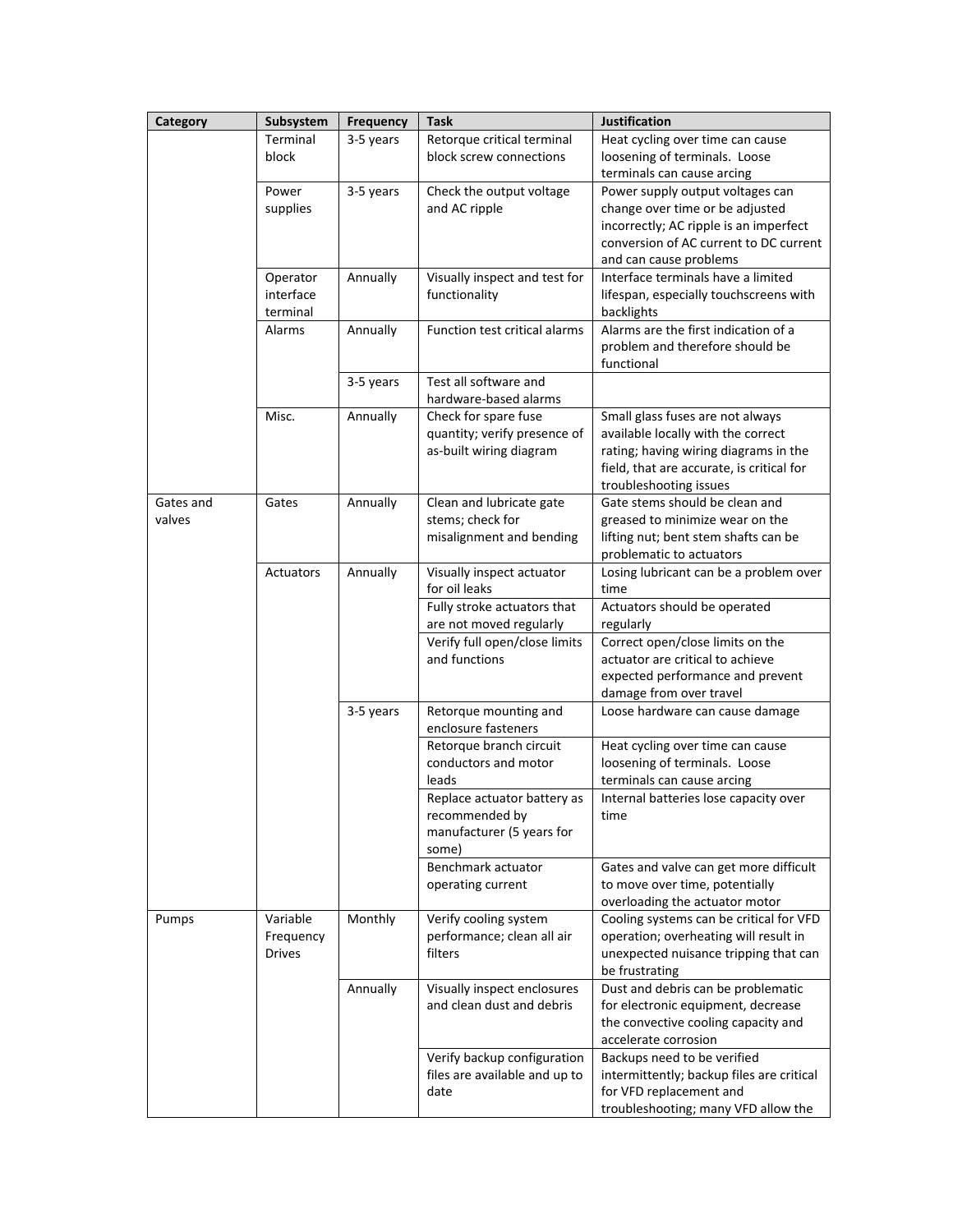| Category | Subsystem | Frequency | Task | Justification |
| --- | --- | --- | --- | --- |
| | Terminal block | 3-5 years | Retorque critical terminal block screw connections | Heat cycling over time can cause loosening of terminals. Loose terminals can cause arcing |
| | Power supplies | 3-5 years | Check the output voltage and AC ripple | Power supply output voltages can change over time or be adjusted incorrectly; AC ripple is an imperfect conversion of AC current to DC current and can cause problems |
| | Operator interface terminal | Annually | Visually inspect and test for functionality | Interface terminals have a limited lifespan, especially touchscreens with backlights |
| | Alarms | Annually | Function test critical alarms | Alarms are the first indication of a problem and therefore should be functional |
| | | 3-5 years | Test all software and hardware-based alarms | |
| | Misc. | Annually | Check for spare fuse quantity; verify presence of as-built wiring diagram | Small glass fuses are not always available locally with the correct rating; having wiring diagrams in the field, that are accurate, is critical for troubleshooting issues |
| Gates and valves | Gates | Annually | Clean and lubricate gate stems; check for misalignment and bending | Gate stems should be clean and greased to minimize wear on the lifting nut; bent stem shafts can be problematic to actuators |
| | Actuators | Annually | Visually inspect actuator for oil leaks | Losing lubricant can be a problem over time |
| | | | Fully stroke actuators that are not moved regularly | Actuators should be operated regularly |
| | | | Verify full open/close limits and functions | Correct open/close limits on the actuator are critical to achieve expected performance and prevent damage from over travel |
| | | 3-5 years | Retorque mounting and enclosure fasteners | Loose hardware can cause damage |
| | | | Retorque branch circuit conductors and motor leads | Heat cycling over time can cause loosening of terminals. Loose terminals can cause arcing |
| | | | Replace actuator battery as recommended by manufacturer (5 years for some) | Internal batteries lose capacity over time |
| | | | Benchmark actuator operating current | Gates and valve can get more difficult to move over time, potentially overloading the actuator motor |
| Pumps | Variable Frequency Drives | Monthly | Verify cooling system performance; clean all air filters | Cooling systems can be critical for VFD operation; overheating will result in unexpected nuisance tripping that can be frustrating |
| | | Annually | Visually inspect enclosures and clean dust and debris | Dust and debris can be problematic for electronic equipment, decrease the convective cooling capacity and accelerate corrosion |
| | | | Verify backup configuration files are available and up to date | Backups need to be verified intermittently; backup files are critical for VFD replacement and troubleshooting; many VFD allow the |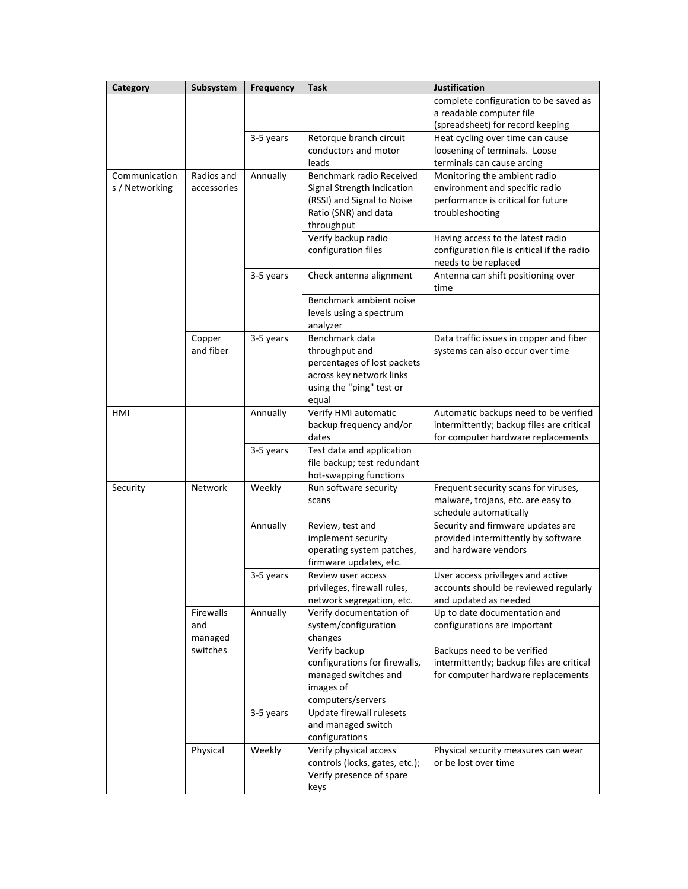| Category | Subsystem | Frequency | Task | Justification |
|---|---|---|---|---|
| | | | | complete configuration to be saved as a readable computer file (spreadsheet) for record keeping |
| | | 3-5 years | Retorque branch circuit conductors and motor leads | Heat cycling over time can cause loosening of terminals. Loose terminals can cause arcing |
| Communications / Networking | Radios and accessories | Annually | Benchmark radio Received Signal Strength Indication (RSSI) and Signal to Noise Ratio (SNR) and data throughput | Monitoring the ambient radio environment and specific radio performance is critical for future troubleshooting |
| | | | Verify backup radio configuration files | Having access to the latest radio configuration file is critical if the radio needs to be replaced |
| | | 3-5 years | Check antenna alignment | Antenna can shift positioning over time |
| | | | Benchmark ambient noise levels using a spectrum analyzer | |
| | Copper and fiber | 3-5 years | Benchmark data throughput and percentages of lost packets across key network links using the "ping" test or equal | Data traffic issues in copper and fiber systems can also occur over time |
| HMI | | Annually | Verify HMI automatic backup frequency and/or dates | Automatic backups need to be verified intermittently; backup files are critical for computer hardware replacements |
| | | 3-5 years | Test data and application file backup; test redundant hot-swapping functions | |
| Security | Network | Weekly | Run software security scans | Frequent security scans for viruses, malware, trojans, etc. are easy to schedule automatically |
| | | Annually | Review, test and implement security operating system patches, firmware updates, etc. | Security and firmware updates are provided intermittently by software and hardware vendors |
| | | 3-5 years | Review user access privileges, firewall rules, network segregation, etc. | User access privileges and active accounts should be reviewed regularly and updated as needed |
| | Firewalls and managed switches | Annually | Verify documentation of system/configuration changes | Up to date documentation and configurations are important |
| | | | Verify backup configurations for firewalls, managed switches and images of computers/servers | Backups need to be verified intermittently; backup files are critical for computer hardware replacements |
| | | 3-5 years | Update firewall rulesets and managed switch configurations | |
| | Physical | Weekly | Verify physical access controls (locks, gates, etc.); Verify presence of spare keys | Physical security measures can wear or be lost over time |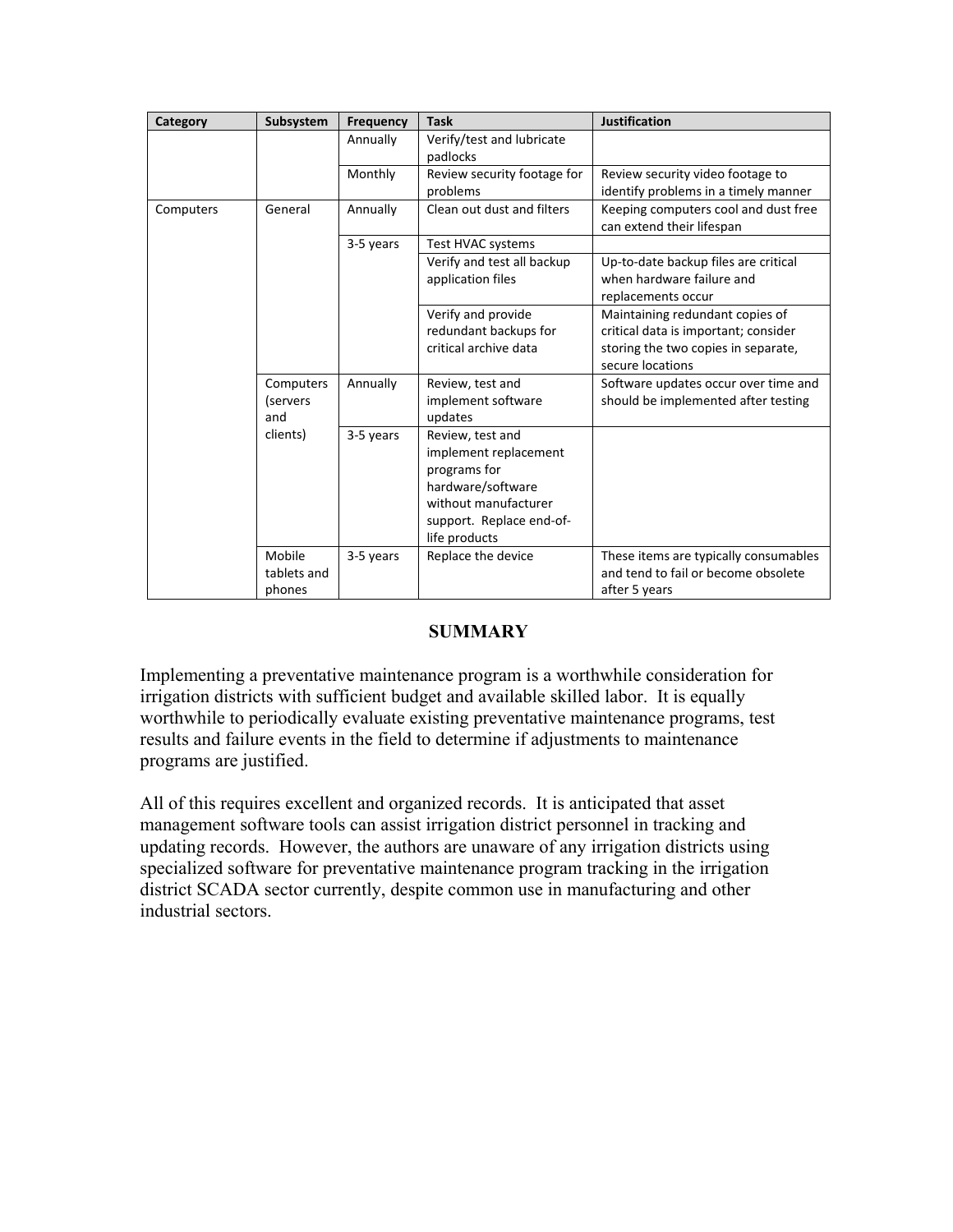| Category | Subsystem | Frequency | Task | Justification |
|---|---|---|---|---|
| | | Annually | Verify/test and lubricate padlocks | |
| | | Monthly | Review security footage for problems | Review security video footage to identify problems in a timely manner |
| Computers | General | Annually | Clean out dust and filters | Keeping computers cool and dust free can extend their lifespan |
| | | 3-5 years | Test HVAC systems | |
| | | | Verify and test all backup application files | Up-to-date backup files are critical when hardware failure and replacements occur |
| | | | Verify and provide redundant backups for critical archive data | Maintaining redundant copies of critical data is important; consider storing the two copies in separate, secure locations |
| | Computers (servers and clients) | Annually | Review, test and implement software updates | Software updates occur over time and should be implemented after testing |
| | | 3-5 years | Review, test and implement replacement programs for hardware/software without manufacturer support. Replace end-of-life products | |
| | Mobile tablets and phones | 3-5 years | Replace the device | These items are typically consumables and tend to fail or become obsolete after 5 years |

## SUMMARY

Implementing a preventative maintenance program is a worthwhile consideration for irrigation districts with sufficient budget and available skilled labor. It is equally worthwhile to periodically evaluate existing preventative maintenance programs, test results and failure events in the field to determine if adjustments to maintenance programs are justified.

All of this requires excellent and organized records. It is anticipated that asset management software tools can assist irrigation district personnel in tracking and updating records. However, the authors are unaware of any irrigation districts using specialized software for preventative maintenance program tracking in the irrigation district SCADA sector currently, despite common use in manufacturing and other industrial sectors.